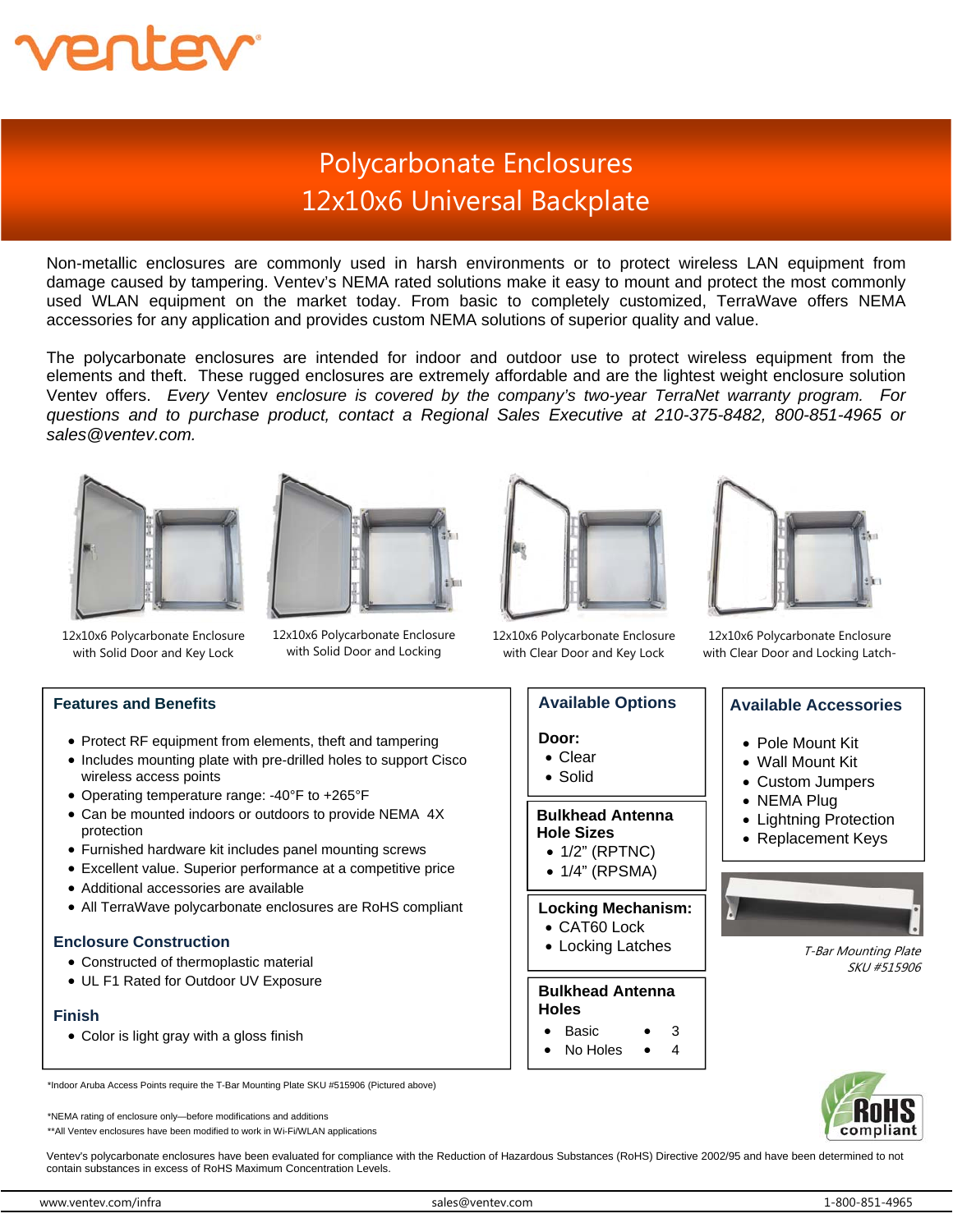ventev

# Polycarbonate Enclosures
## 12x10x6 Universal Backplate

Non-metallic enclosures are commonly used in harsh environments or to protect wireless LAN equipment from damage caused by tampering. Ventev's NEMA rated solutions make it easy to mount and protect the most commonly used WLAN equipment on the market today. From basic to completely customized, TerraWave offers NEMA accessories for any application and provides custom NEMA solutions of superior quality and value.

The polycarbonate enclosures are intended for indoor and outdoor use to protect wireless equipment from the elements and theft. These rugged enclosures are extremely affordable and are the lightest weight enclosure solution Ventev offers. *Every* Ventev *enclosure is covered by the company's two-year TerraNet warranty program. For questions and to purchase product, contact a Regional Sales Executive at 210-375-8482, 800-851-4965 or sales@ventev.com.*

12x10x6 Polycarbonate Enclosure with Solid Door and Key Lock

12x10x6 Polycarbonate Enclosure with Solid Door and Locking

12x10x6 Polycarbonate Enclosure with Clear Door and Key Lock

12x10x6 Polycarbonate Enclosure with Clear Door and Locking Latch-

### Features and Benefits

- Protect RF equipment from elements, theft and tampering
- Includes mounting plate with pre-drilled holes to support Cisco wireless access points
- Operating temperature range: -40°F to +265°F
- Can be mounted indoors or outdoors to provide NEMA 4X protection
- Furnished hardware kit includes panel mounting screws
- Excellent value. Superior performance at a competitive price
- Additional accessories are available
- All TerraWave polycarbonate enclosures are RoHS compliant

### Enclosure Construction

- Constructed of thermoplastic material
- UL F1 Rated for Outdoor UV Exposure

### Finish

- Color is light gray with a gloss finish

### Available Options

**Door:**
- Clear
- Solid

**Bulkhead Antenna Hole Sizes**
- 1/2" (RPTNC)
- 1/4" (RPSMA)

**Locking Mechanism:**
- CAT60 Lock
- Locking Latches

**Bulkhead Antenna Holes**
- Basic
- No Holes
- 3
- 4

### Available Accessories

- Pole Mount Kit
- Wall Mount Kit
- Custom Jumpers
- NEMA Plug
- Lightning Protection
- Replacement Keys

*T-Bar Mounting Plate SKU #515906*

*Indoor Aruba Access Points require the T-Bar Mounting Plate SKU #515906 (Pictured above)

*NEMA rating of enclosure only—before modifications and additions

**All Ventev enclosures have been modified to work in Wi-Fi/WLAN applications

RoHS compliant

Ventev's polycarbonate enclosures have been evaluated for compliance with the Reduction of Hazardous Substances (RoHS) Directive 2002/95 and have been determined to not contain substances in excess of RoHS Maximum Concentration Levels.

www.ventev.com/infra sales@ventev.com 1-800-851-4965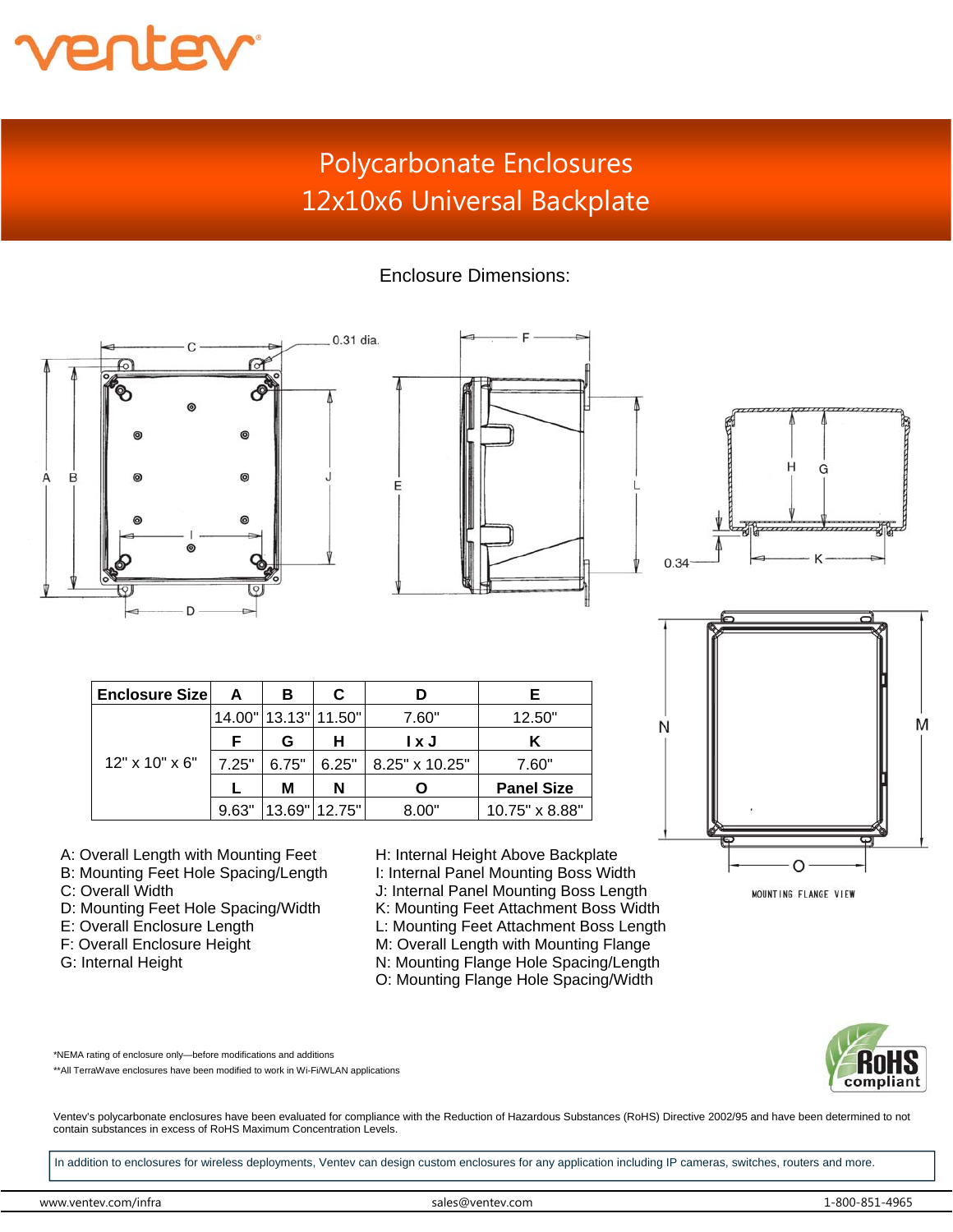# Polycarbonate Enclosures
# 12x10x6 Universal Backplate

Enclosure Dimensions:

0.31 dia.

0.34

MOUNTING FLANGE VIEW

| Enclosure Size | A | B | C | D | E |
|---|---|---|---|---|---|
| 12" x 10" x 6" | 14.00" | 13.13" | 11.50" | 7.60" | 12.50" |
| | F | G | H | I x J | K |
| | 7.25" | 6.75" | 6.25" | 8.25" x 10.25" | 7.60" |
| | L | M | N | O | Panel Size |
| | 9.63" | 13.69" | 12.75" | 8.00" | 10.75" x 8.88" |

A: Overall Length with Mounting Feet
B: Mounting Feet Hole Spacing/Length
C: Overall Width
D: Mounting Feet Hole Spacing/Width
E: Overall Enclosure Length
F: Overall Enclosure Height
G: Internal Height
H: Internal Height Above Backplate
I: Internal Panel Mounting Boss Width
J: Internal Panel Mounting Boss Length
K: Mounting Feet Attachment Boss Width
L: Mounting Feet Attachment Boss Length
M: Overall Length with Mounting Flange
N: Mounting Flange Hole Spacing/Length
O: Mounting Flange Hole Spacing/Width

*NEMA rating of enclosure only—before modifications and additions

**All TerraWave enclosures have been modified to work in Wi-Fi/WLAN applications

RoHS compliant

Ventev's polycarbonate enclosures have been evaluated for compliance with the Reduction of Hazardous Substances (RoHS) Directive 2002/95 and have been determined to not contain substances in excess of RoHS Maximum Concentration Levels.

In addition to enclosures for wireless deployments, Ventev can design custom enclosures for any application including IP cameras, switches, routers and more.

www.ventev.com/infra sales@ventev.com 1-800-851-4965